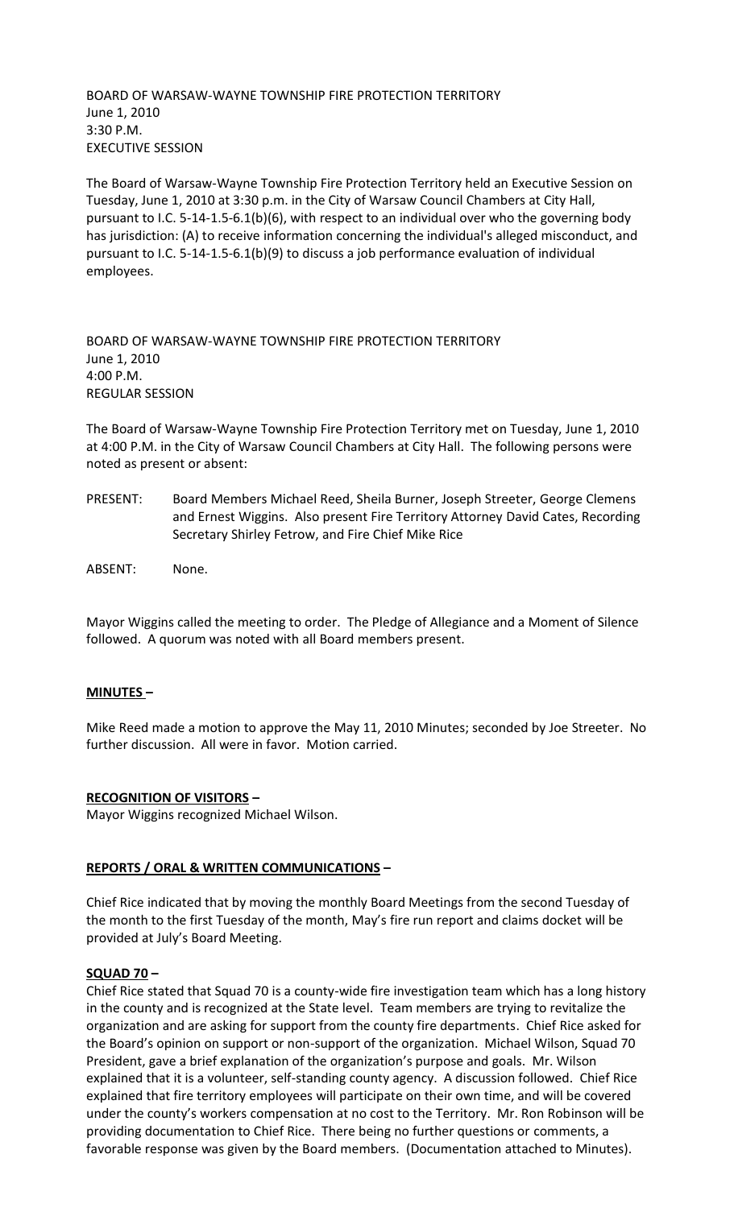BOARD OF WARSAW-WAYNE TOWNSHIP FIRE PROTECTION TERRITORY
June 1, 2010
3:30 P.M.
EXECUTIVE SESSION

The Board of Warsaw-Wayne Township Fire Protection Territory held an Executive Session on Tuesday, June 1, 2010 at 3:30 p.m. in the City of Warsaw Council Chambers at City Hall, pursuant to I.C. 5-14-1.5-6.1(b)(6), with respect to an individual over who the governing body has jurisdiction: (A) to receive information concerning the individual's alleged misconduct, and pursuant to I.C. 5-14-1.5-6.1(b)(9) to discuss a job performance evaluation of individual employees.

BOARD OF WARSAW-WAYNE TOWNSHIP FIRE PROTECTION TERRITORY
June 1, 2010
4:00 P.M.
REGULAR SESSION

The Board of Warsaw-Wayne Township Fire Protection Territory met on Tuesday, June 1, 2010 at 4:00 P.M. in the City of Warsaw Council Chambers at City Hall. The following persons were noted as present or absent:

PRESENT: Board Members Michael Reed, Sheila Burner, Joseph Streeter, George Clemens and Ernest Wiggins. Also present Fire Territory Attorney David Cates, Recording Secretary Shirley Fetrow, and Fire Chief Mike Rice

ABSENT: None.

Mayor Wiggins called the meeting to order. The Pledge of Allegiance and a Moment of Silence followed. A quorum was noted with all Board members present.

**MINUTES –**

Mike Reed made a motion to approve the May 11, 2010 Minutes; seconded by Joe Streeter. No further discussion. All were in favor. Motion carried.

**RECOGNITION OF VISITORS –**

Mayor Wiggins recognized Michael Wilson.

**REPORTS / ORAL & WRITTEN COMMUNICATIONS –**

Chief Rice indicated that by moving the monthly Board Meetings from the second Tuesday of the month to the first Tuesday of the month, May's fire run report and claims docket will be provided at July's Board Meeting.

**SQUAD 70 –**

Chief Rice stated that Squad 70 is a county-wide fire investigation team which has a long history in the county and is recognized at the State level. Team members are trying to revitalize the organization and are asking for support from the county fire departments. Chief Rice asked for the Board's opinion on support or non-support of the organization. Michael Wilson, Squad 70 President, gave a brief explanation of the organization's purpose and goals. Mr. Wilson explained that it is a volunteer, self-standing county agency. A discussion followed. Chief Rice explained that fire territory employees will participate on their own time, and will be covered under the county's workers compensation at no cost to the Territory. Mr. Ron Robinson will be providing documentation to Chief Rice. There being no further questions or comments, a favorable response was given by the Board members. (Documentation attached to Minutes).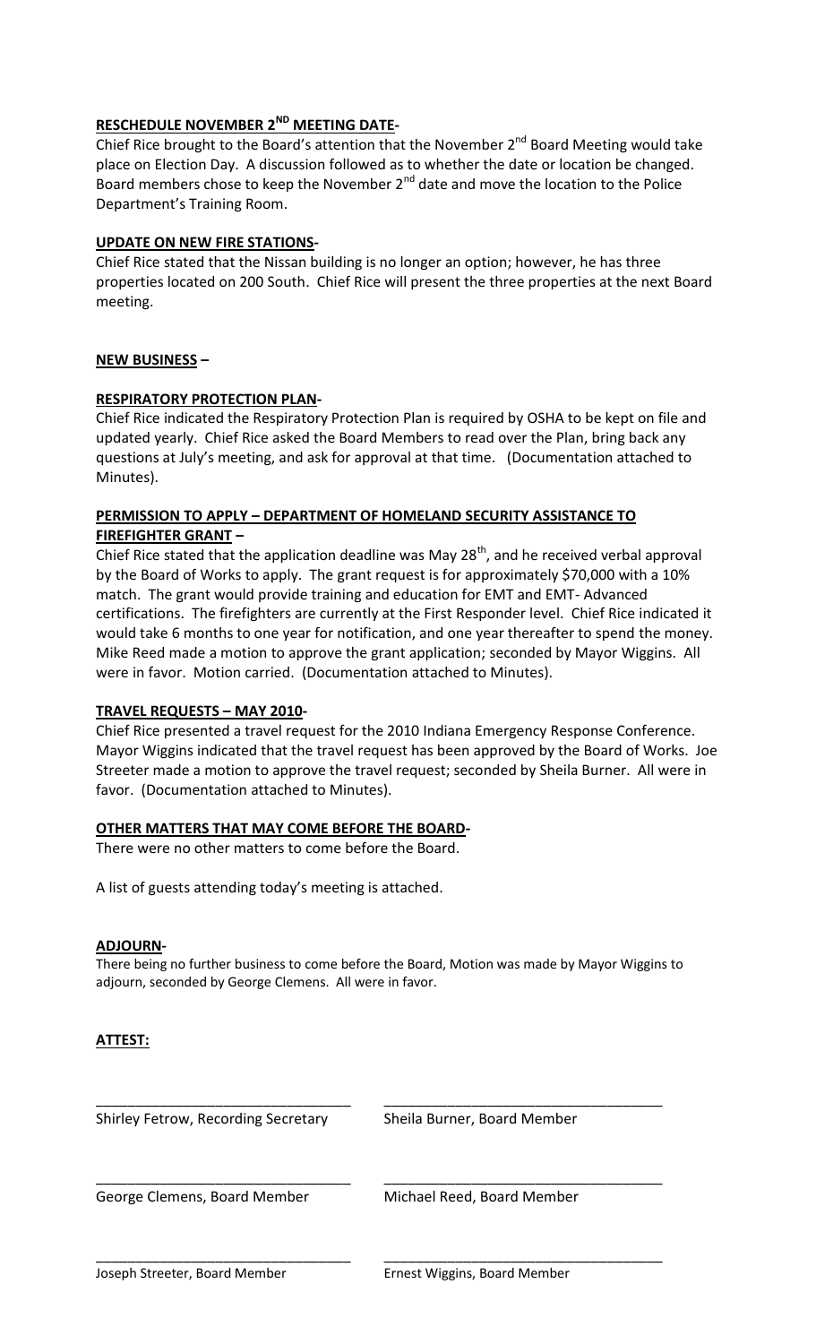**RESCHEDULE NOVEMBER 2ND MEETING DATE-**

Chief Rice brought to the Board's attention that the November 2nd Board Meeting would take place on Election Day. A discussion followed as to whether the date or location be changed. Board members chose to keep the November 2nd date and move the location to the Police Department's Training Room.

**UPDATE ON NEW FIRE STATIONS-**

Chief Rice stated that the Nissan building is no longer an option; however, he has three properties located on 200 South. Chief Rice will present the three properties at the next Board meeting.

**NEW BUSINESS –**

**RESPIRATORY PROTECTION PLAN-**

Chief Rice indicated the Respiratory Protection Plan is required by OSHA to be kept on file and updated yearly. Chief Rice asked the Board Members to read over the Plan, bring back any questions at July's meeting, and ask for approval at that time. (Documentation attached to Minutes).

**PERMISSION TO APPLY – DEPARTMENT OF HOMELAND SECURITY ASSISTANCE TO FIREFIGHTER GRANT –**

Chief Rice stated that the application deadline was May 28th, and he received verbal approval by the Board of Works to apply. The grant request is for approximately $70,000 with a 10% match. The grant would provide training and education for EMT and EMT- Advanced certifications. The firefighters are currently at the First Responder level. Chief Rice indicated it would take 6 months to one year for notification, and one year thereafter to spend the money. Mike Reed made a motion to approve the grant application; seconded by Mayor Wiggins. All were in favor. Motion carried. (Documentation attached to Minutes).

**TRAVEL REQUESTS – MAY 2010-**

Chief Rice presented a travel request for the 2010 Indiana Emergency Response Conference. Mayor Wiggins indicated that the travel request has been approved by the Board of Works. Joe Streeter made a motion to approve the travel request; seconded by Sheila Burner. All were in favor. (Documentation attached to Minutes).

**OTHER MATTERS THAT MAY COME BEFORE THE BOARD-**

There were no other matters to come before the Board.

A list of guests attending today's meeting is attached.

**ADJOURN-**

There being no further business to come before the Board, Motion was made by Mayor Wiggins to adjourn, seconded by George Clemens. All were in favor.

**ATTEST:**

| | |
|---|---|
| ________________________________ | ________________________________ |
| Shirley Fetrow, Recording Secretary | Sheila Burner, Board Member |
| ________________________________ | ________________________________ |
| George Clemens, Board Member | Michael Reed, Board Member |
| ________________________________ | ________________________________ |
| Joseph Streeter, Board Member | Ernest Wiggins, Board Member |